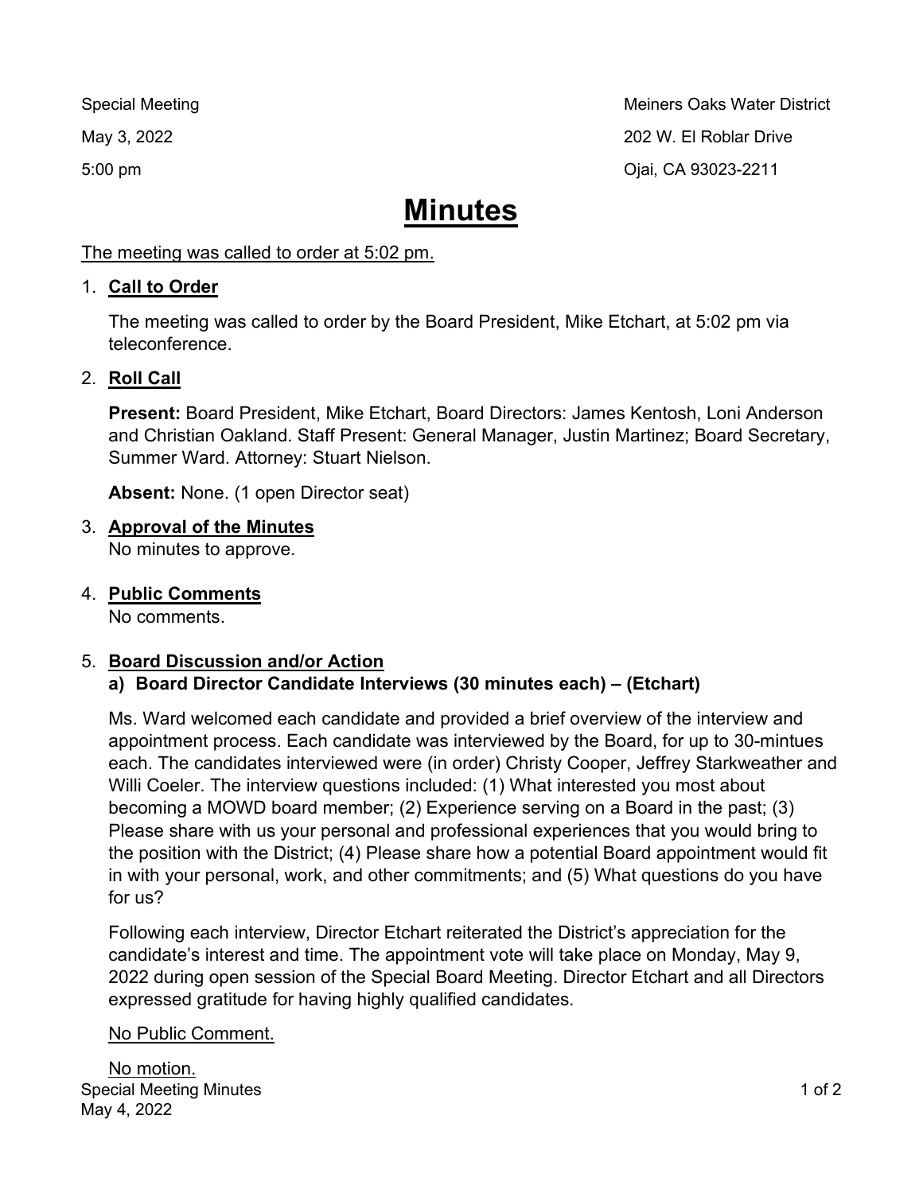Special Meeting
May 3, 2022
5:00 pm

Meiners Oaks Water District
202 W. El Roblar Drive
Ojai, CA 93023-2211

# Minutes

The meeting was called to order at 5:02 pm.

1. **Call to Order**

   The meeting was called to order by the Board President, Mike Etchart, at 5:02 pm via teleconference.

2. **Roll Call**

   **Present:** Board President, Mike Etchart, Board Directors: James Kentosh, Loni Anderson and Christian Oakland. Staff Present: General Manager, Justin Martinez; Board Secretary, Summer Ward. Attorney: Stuart Nielson.

   **Absent:** None. (1 open Director seat)

3. **Approval of the Minutes**
   No minutes to approve.

4. **Public Comments**
   No comments.

5. **Board Discussion and/or Action**
   **a) Board Director Candidate Interviews (30 minutes each) – (Etchart)**

   Ms. Ward welcomed each candidate and provided a brief overview of the interview and appointment process. Each candidate was interviewed by the Board, for up to 30-mintues each. The candidates interviewed were (in order) Christy Cooper, Jeffrey Starkweather and Willi Coeler. The interview questions included: (1) What interested you most about becoming a MOWD board member; (2) Experience serving on a Board in the past; (3) Please share with us your personal and professional experiences that you would bring to the position with the District; (4) Please share how a potential Board appointment would fit in with your personal, work, and other commitments; and (5) What questions do you have for us?

   Following each interview, Director Etchart reiterated the District's appreciation for the candidate's interest and time. The appointment vote will take place on Monday, May 9, 2022 during open session of the Special Board Meeting. Director Etchart and all Directors expressed gratitude for having highly qualified candidates.

   No Public Comment.

   No motion.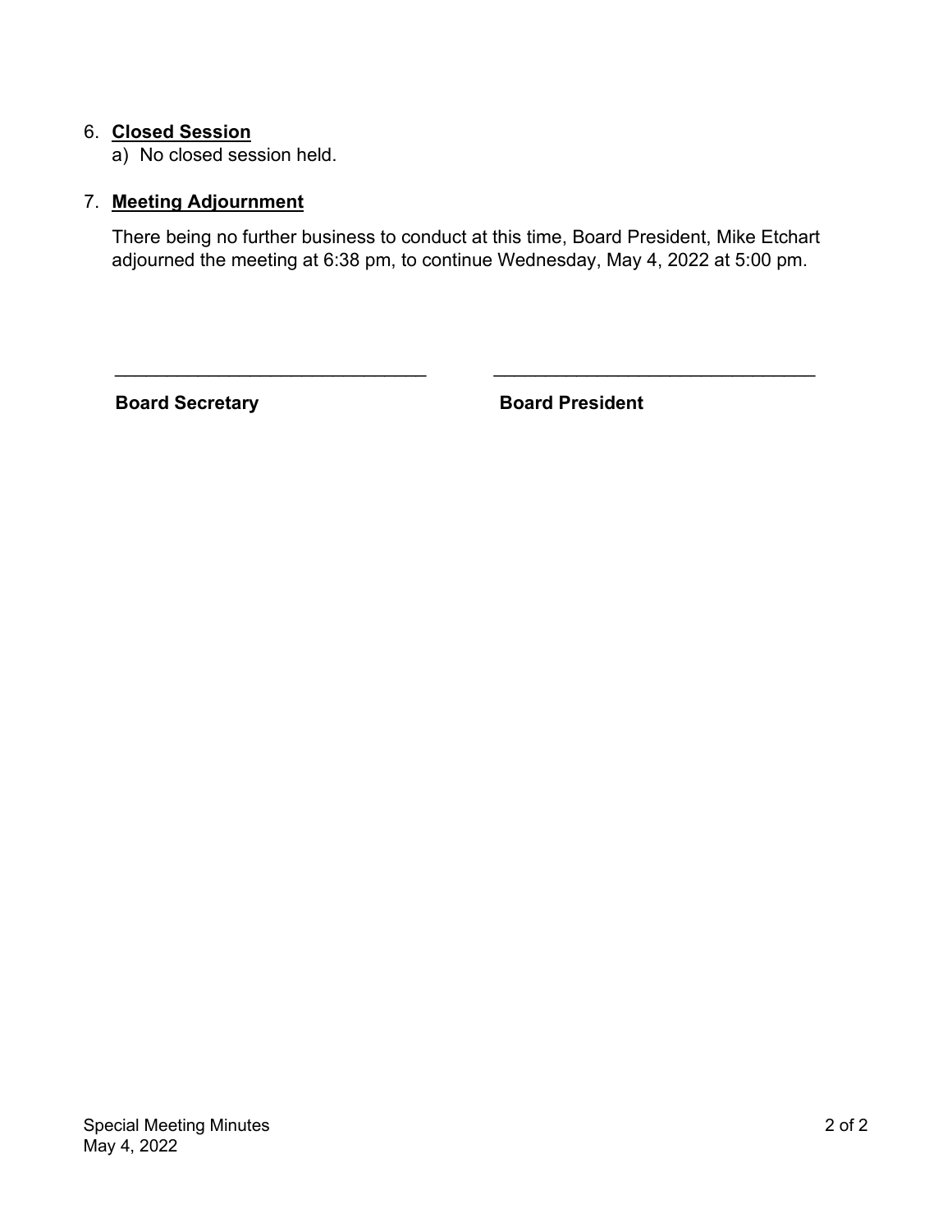6. **Closed Session**
   a) No closed session held.

7. **Meeting Adjournment**

   There being no further business to conduct at this time, Board President, Mike Etchart adjourned the meeting at 6:38 pm, to continue Wednesday, May 4, 2022 at 5:00 pm.

| | |
|---|---|
| _______________________________ | _______________________________ |
| **Board Secretary** | **Board President** |